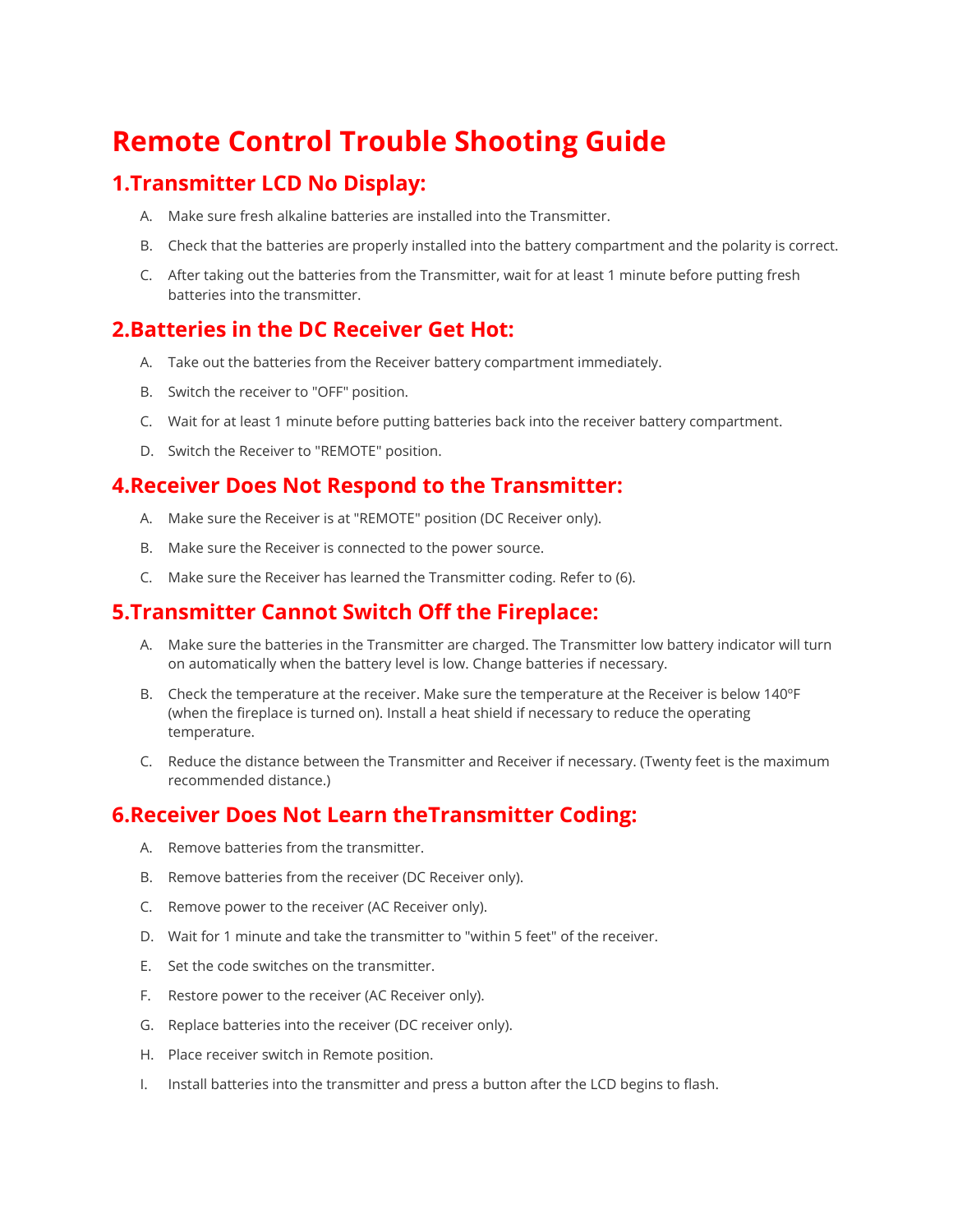# Remote Control Trouble Shooting Guide

## 1.Transmitter LCD No Display:

A. Make sure fresh alkaline batteries are installed into the Transmitter.

B. Check that the batteries are properly installed into the battery compartment and the polarity is correct.

C. After taking out the batteries from the Transmitter, wait for at least 1 minute before putting fresh batteries into the transmitter.

## 2.Batteries in the DC Receiver Get Hot:

A. Take out the batteries from the Receiver battery compartment immediately.

B. Switch the receiver to "OFF" position.

C. Wait for at least 1 minute before putting batteries back into the receiver battery compartment.

D. Switch the Receiver to "REMOTE" position.

## 4.Receiver Does Not Respond to the Transmitter:

A. Make sure the Receiver is at "REMOTE" position (DC Receiver only).

B. Make sure the Receiver is connected to the power source.

C. Make sure the Receiver has learned the Transmitter coding. Refer to (6).

## 5.Transmitter Cannot Switch Off the Fireplace:

A. Make sure the batteries in the Transmitter are charged. The Transmitter low battery indicator will turn on automatically when the battery level is low. Change batteries if necessary.

B. Check the temperature at the receiver. Make sure the temperature at the Receiver is below 140ºF (when the fireplace is turned on). Install a heat shield if necessary to reduce the operating temperature.

C. Reduce the distance between the Transmitter and Receiver if necessary. (Twenty feet is the maximum recommended distance.)

## 6.Receiver Does Not Learn theTransmitter Coding:

A. Remove batteries from the transmitter.

B. Remove batteries from the receiver (DC Receiver only).

C. Remove power to the receiver (AC Receiver only).

D. Wait for 1 minute and take the transmitter to "within 5 feet" of the receiver.

E. Set the code switches on the transmitter.

F. Restore power to the receiver (AC Receiver only).

G. Replace batteries into the receiver (DC receiver only).

H. Place receiver switch in Remote position.

I. Install batteries into the transmitter and press a button after the LCD begins to flash.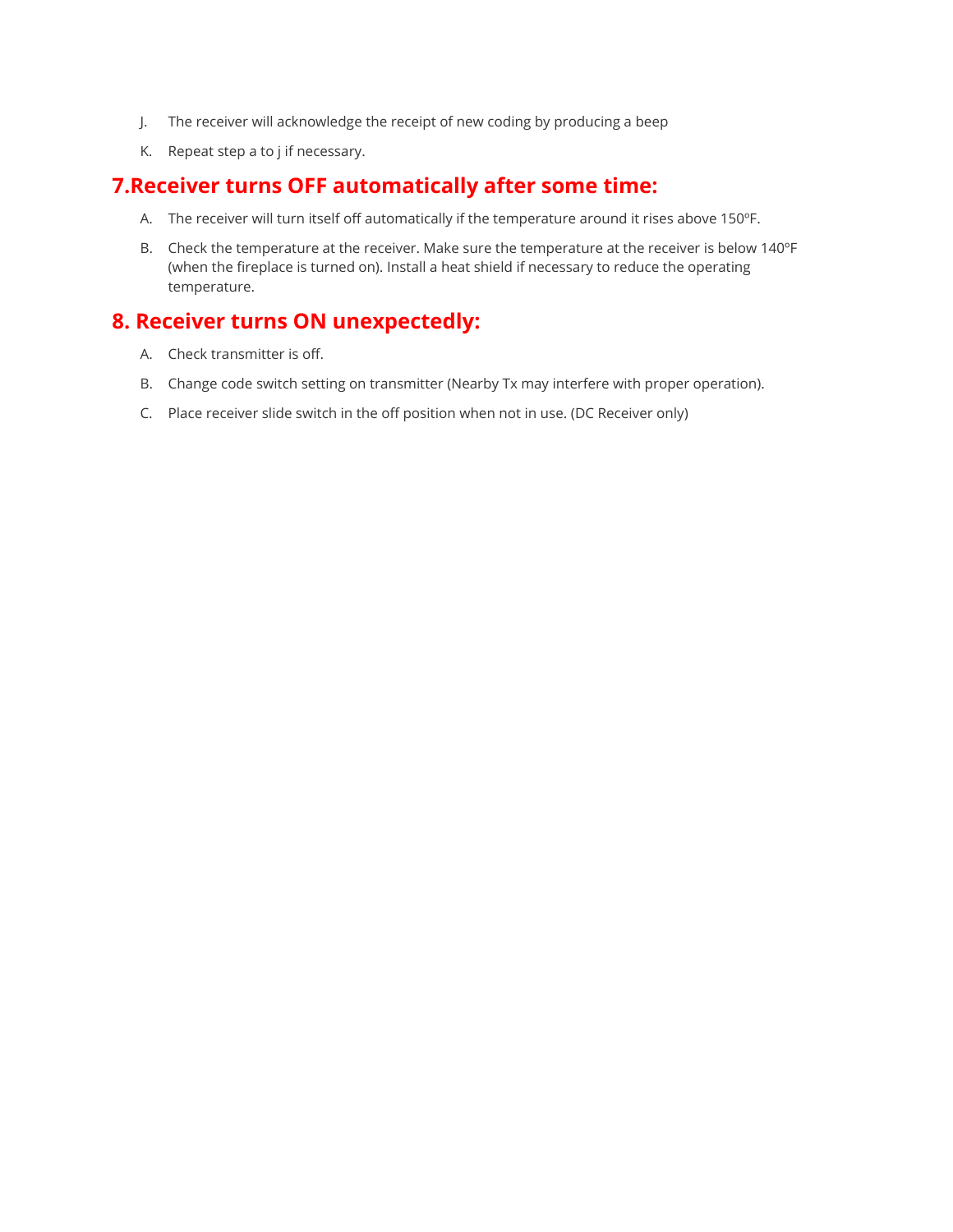J. The receiver will acknowledge the receipt of new coding by producing a beep

K. Repeat step a to j if necessary.

## 7.Receiver turns OFF automatically after some time:

A. The receiver will turn itself off automatically if the temperature around it rises above 150ºF.

B. Check the temperature at the receiver. Make sure the temperature at the receiver is below 140ºF (when the fireplace is turned on). Install a heat shield if necessary to reduce the operating temperature.

## 8. Receiver turns ON unexpectedly:

A. Check transmitter is off.

B. Change code switch setting on transmitter (Nearby Tx may interfere with proper operation).

C. Place receiver slide switch in the off position when not in use. (DC Receiver only)